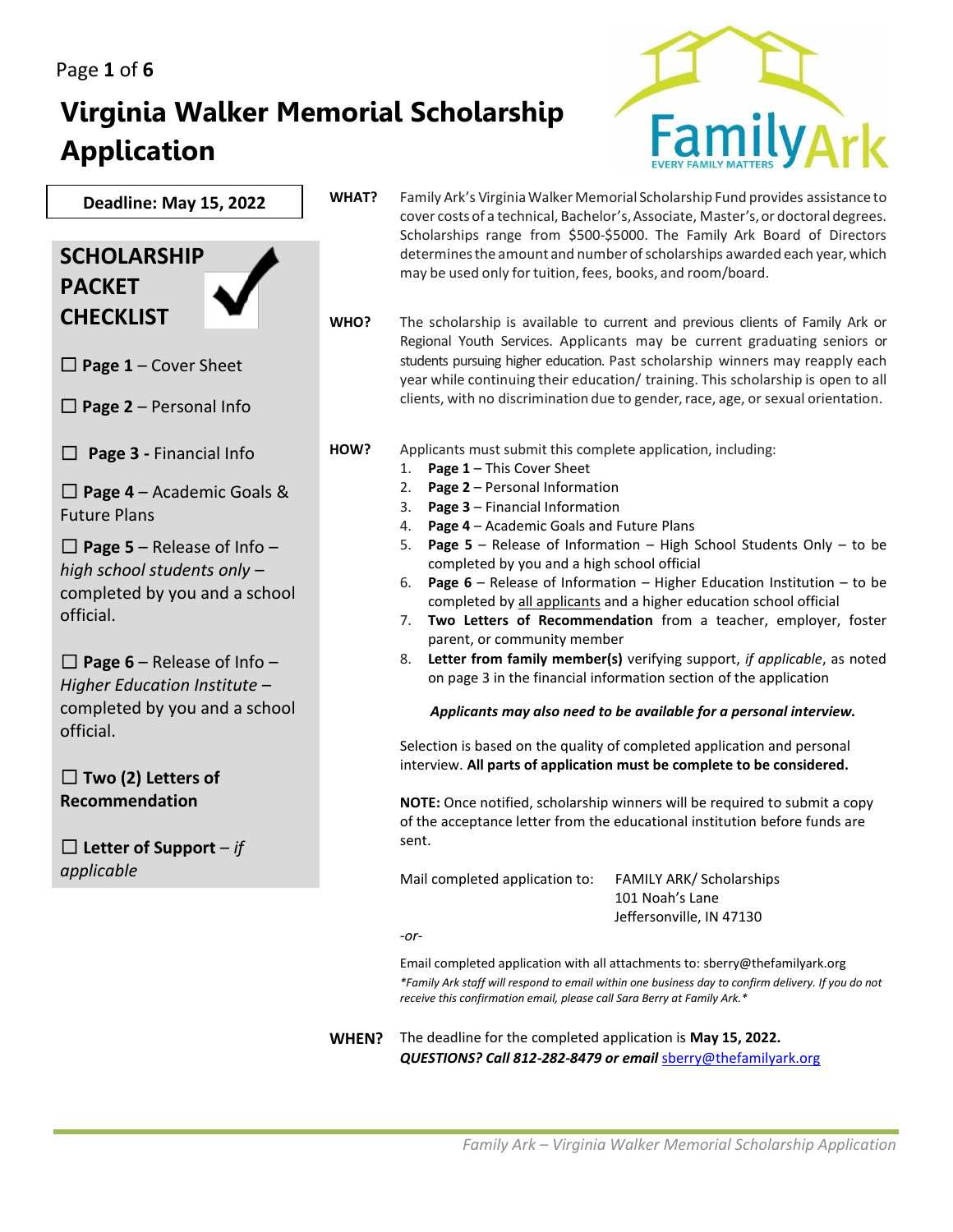# Virginia Walker Memorial Scholarship Application

**Deadline: May 15, 2022**

## SCHOLARSHIP PACKET CHECKLIST

☐ **Page 1** – Cover Sheet

☐ **Page 2** – Personal Info

☐ **Page 3 -** Financial Info

☐ **Page 4** – Academic Goals & Future Plans

☐ **Page 5** – Release of Info – *high school students only* – completed by you and a school official.

☐ **Page 6** – Release of Info – *Higher Education Institute* – completed by you and a school official.

☐ **Two (2) Letters of Recommendation**

☐ **Letter of Support** – *if applicable*

**WHAT?** Family Ark's Virginia Walker Memorial Scholarship Fund provides assistance to cover costs of a technical, Bachelor's, Associate, Master's, or doctoral degrees. Scholarships range from $500-$5000. The Family Ark Board of Directors determines the amount and number of scholarships awarded each year, which may be used only for tuition, fees, books, and room/board.

**WHO?** The scholarship is available to current and previous clients of Family Ark or Regional Youth Services. Applicants may be current graduating seniors or students pursuing higher education. Past scholarship winners may reapply each year while continuing their education/ training. This scholarship is open to all clients, with no discrimination due to gender, race, age, or sexual orientation.

**HOW?** Applicants must submit this complete application, including:

1. **Page 1** – This Cover Sheet
2. **Page 2** – Personal Information
3. **Page 3** – Financial Information
4. **Page 4** – Academic Goals and Future Plans
5. **Page 5** – Release of Information – High School Students Only – to be completed by you and a high school official
6. **Page 6** – Release of Information – Higher Education Institution – to be completed by all applicants and a higher education school official
7. **Two Letters of Recommendation** from a teacher, employer, foster parent, or community member
8. **Letter from family member(s)** verifying support, *if applicable*, as noted on page 3 in the financial information section of the application

***Applicants may also need to be available for a personal interview.***

Selection is based on the quality of completed application and personal interview. **All parts of application must be complete to be considered.**

**NOTE:** Once notified, scholarship winners will be required to submit a copy of the acceptance letter from the educational institution before funds are sent.

Mail completed application to:
FAMILY ARK/ Scholarships
101 Noah's Lane
Jeffersonville, IN 47130

*-or-*

Email completed application with all attachments to: sberry@thefamilyark.org

*\*Family Ark staff will respond to email within one business day to confirm delivery. If you do not receive this confirmation email, please call Sara Berry at Family Ark.\**

**WHEN?** The deadline for the completed application is **May 15, 2022.**
***QUESTIONS? Call 812-282-8479 or email*** sberry@thefamilyark.org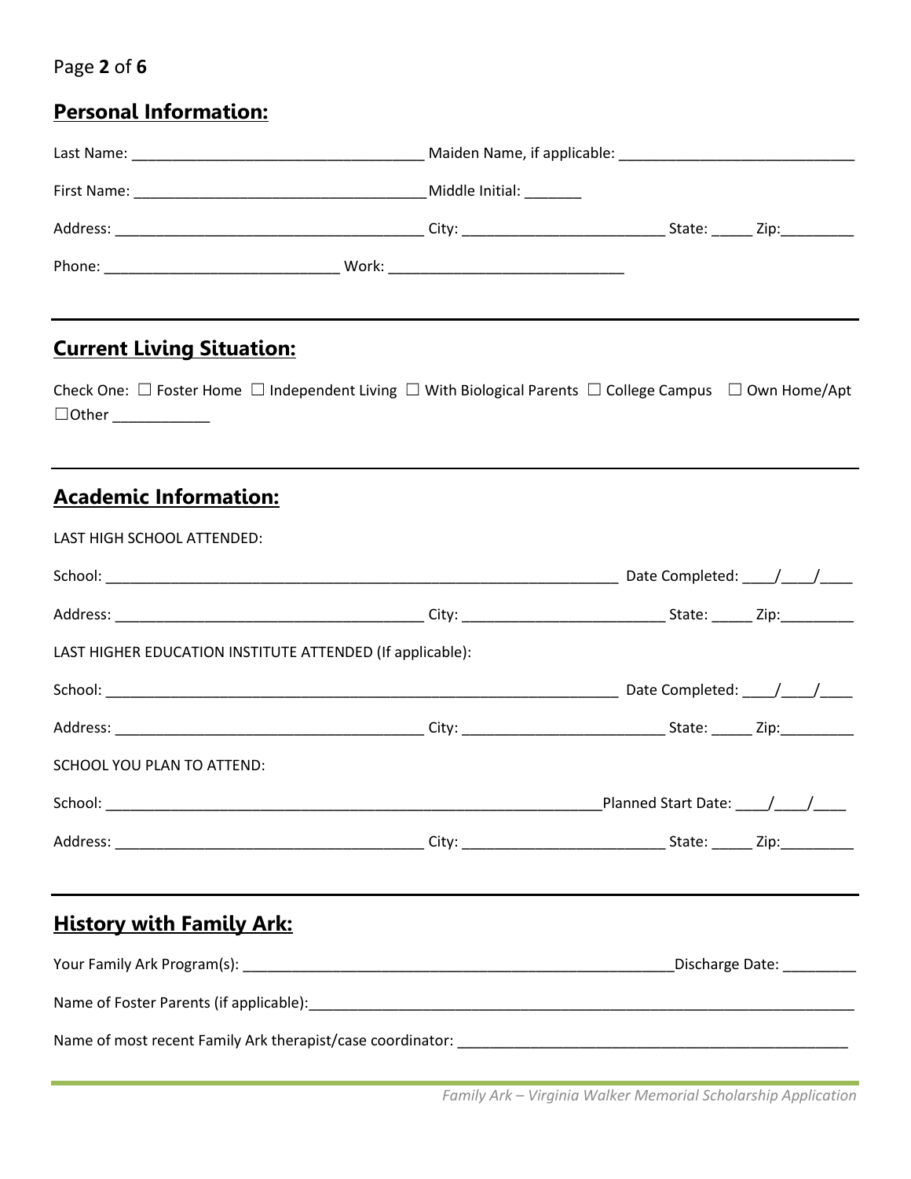## Personal Information:

Last Name: ___________________________________ Maiden Name, if applicable: ____________________________

First Name: ___________________________________ Middle Initial: _______

Address: ______________________________________ City: ________________________ State: _____ Zip: _________

Phone: ____________________________ Work: ____________________________

---

## Current Living Situation:

Check One: ☐ Foster Home ☐ Independent Living ☐ With Biological Parents ☐ College Campus ☐ Own Home/Apt ☐ Other ____________

---

## Academic Information:

LAST HIGH SCHOOL ATTENDED:

School: ______________________________________________________________ Date Completed: ____/____/____

Address: ______________________________________ City: ________________________ State: _____ Zip: _________

LAST HIGHER EDUCATION INSTITUTE ATTENDED (If applicable):

School: ______________________________________________________________ Date Completed: ____/____/____

Address: ______________________________________ City: ________________________ State: _____ Zip: _________

SCHOOL YOU PLAN TO ATTEND:

School: ______________________________________________________________ Planned Start Date: ____/____/____

Address: ______________________________________ City: ________________________ State: _____ Zip: _________

---

## History with Family Ark:

Your Family Ark Program(s): ____________________________________________________ Discharge Date: _________

Name of Foster Parents (if applicable): ____________________________________________________________________

Name of most recent Family Ark therapist/case coordinator: _______________________________________________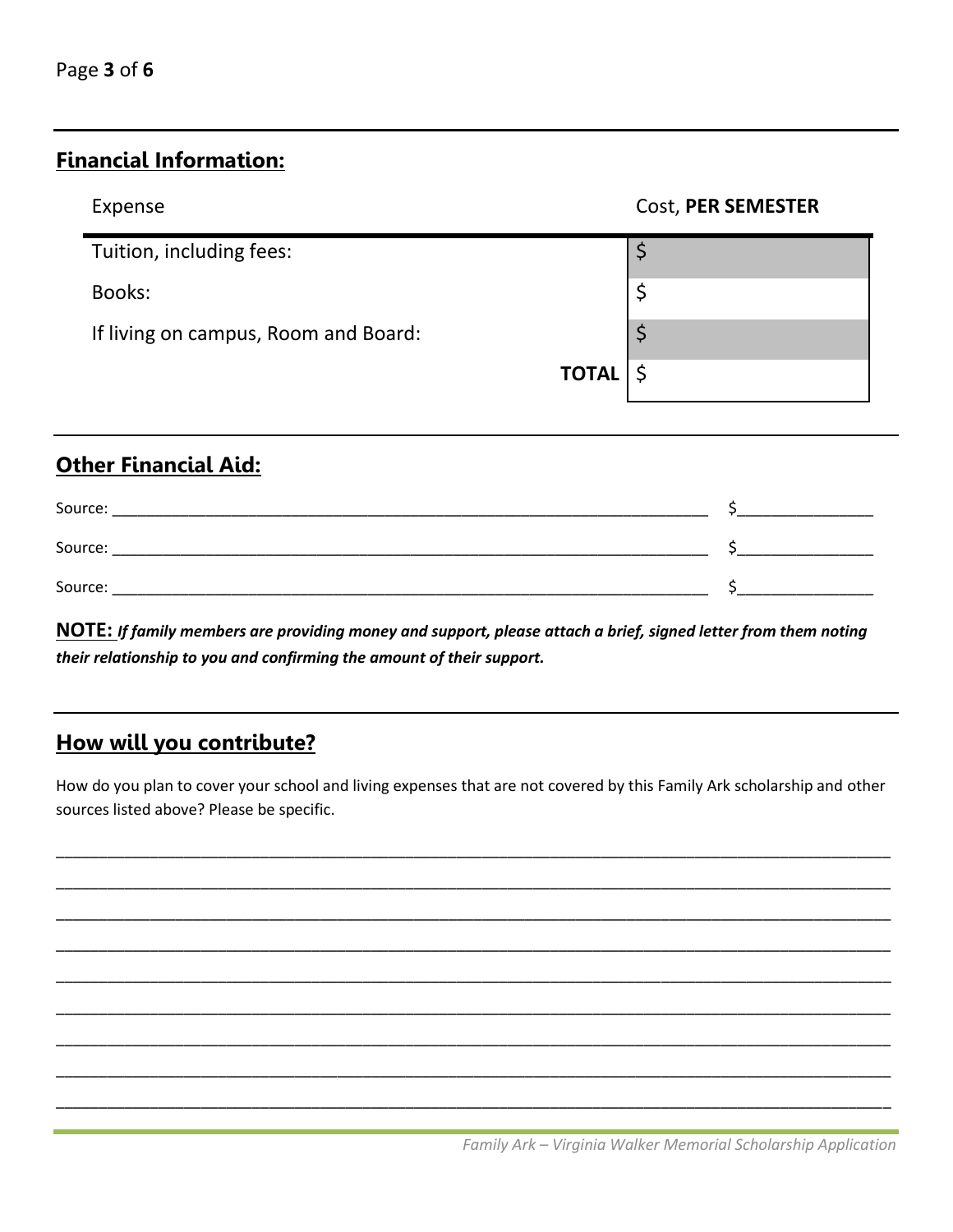## Financial Information:

| Expense | Cost, **PER SEMESTER** |
|---|---|
| Tuition, including fees: | $ |
| Books: | $ |
| If living on campus, Room and Board: | $ |
| **TOTAL** | $ |

## Other Financial Aid:

Source: ______________________________________________ $______________

Source: ______________________________________________ $______________

Source: ______________________________________________ $______________

**NOTE:** ***If family members are providing money and support, please attach a brief, signed letter from them noting their relationship to you and confirming the amount of their support.***

## How will you contribute?

How do you plan to cover your school and living expenses that are not covered by this Family Ark scholarship and other sources listed above? Please be specific.

_____________________________________________________________________________

_____________________________________________________________________________

_____________________________________________________________________________

_____________________________________________________________________________

_____________________________________________________________________________

_____________________________________________________________________________

_____________________________________________________________________________

_____________________________________________________________________________

_____________________________________________________________________________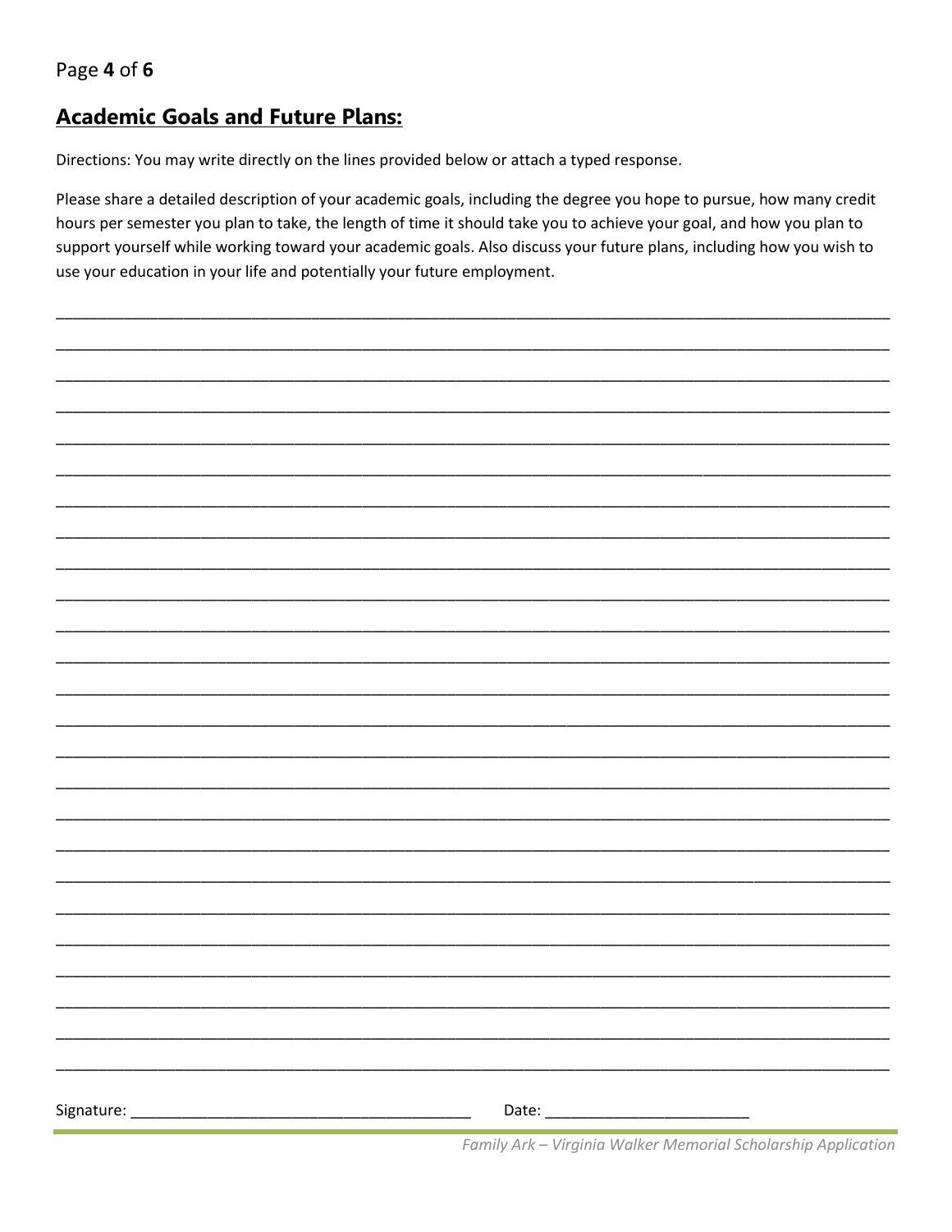## Academic Goals and Future Plans:

Directions: You may write directly on the lines provided below or attach a typed response.

Please share a detailed description of your academic goals, including the degree you hope to pursue, how many credit hours per semester you plan to take, the length of time it should take you to achieve your goal, and how you plan to support yourself while working toward your academic goals. Also discuss your future plans, including how you wish to use your education in your life and potentially your future employment.

___________________________________________________________________________________________

___________________________________________________________________________________________

___________________________________________________________________________________________

___________________________________________________________________________________________

___________________________________________________________________________________________

___________________________________________________________________________________________

___________________________________________________________________________________________

___________________________________________________________________________________________

___________________________________________________________________________________________

___________________________________________________________________________________________

___________________________________________________________________________________________

___________________________________________________________________________________________

___________________________________________________________________________________________

___________________________________________________________________________________________

___________________________________________________________________________________________

___________________________________________________________________________________________

___________________________________________________________________________________________

___________________________________________________________________________________________

___________________________________________________________________________________________

___________________________________________________________________________________________

___________________________________________________________________________________________

___________________________________________________________________________________________

___________________________________________________________________________________________

___________________________________________________________________________________________

___________________________________________________________________________________________

Signature: ________________________________________ Date: ________________________

*Family Ark – Virginia Walker Memorial Scholarship Application*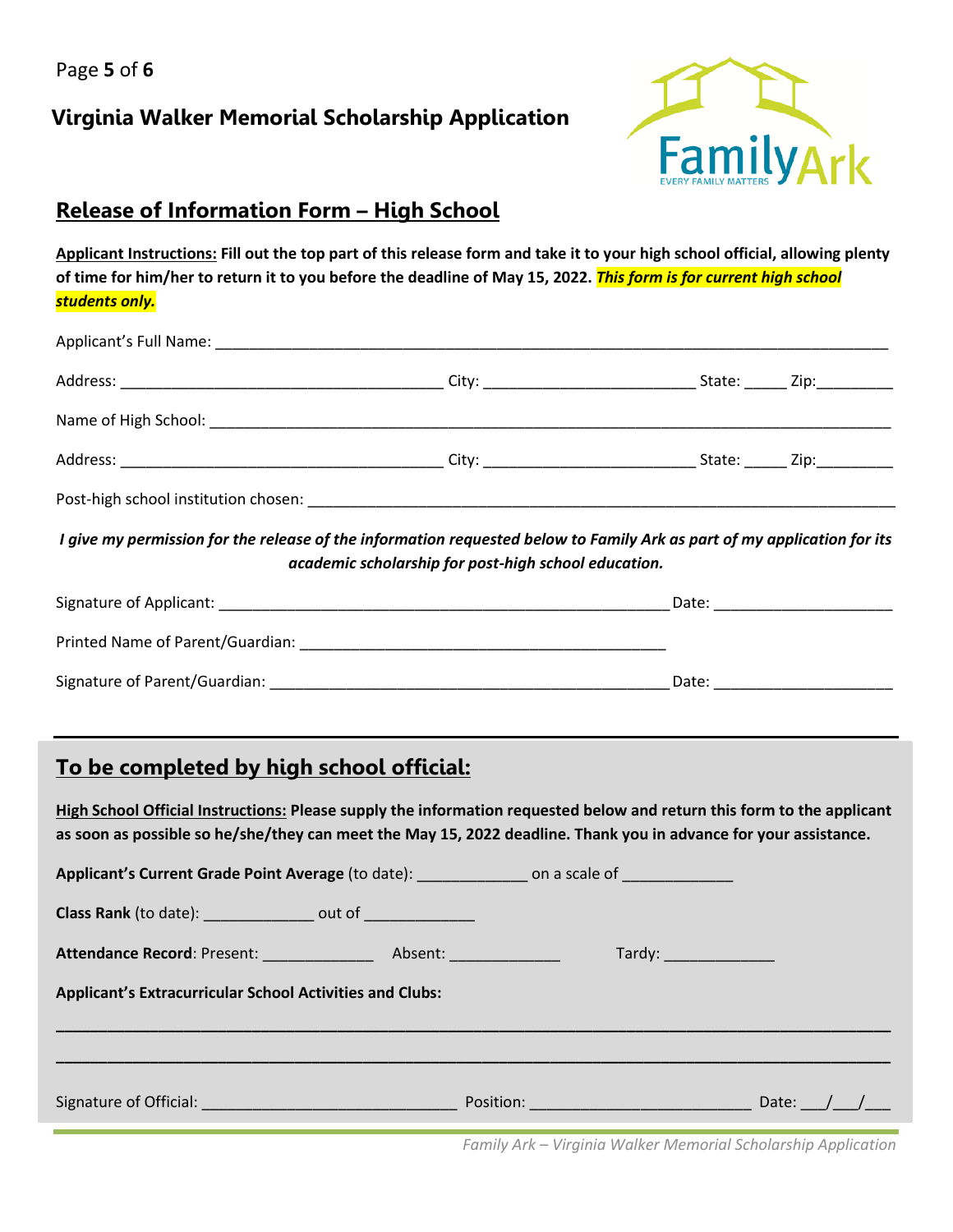## Virginia Walker Memorial Scholarship Application

## Release of Information Form – High School

**Applicant Instructions: Fill out the top part of this release form and take it to your high school official, allowing plenty of time for him/her to return it to you before the deadline of May 15, 2022. *This form is for current high school students only.***

Applicant's Full Name: ____________________________________________________________

Address: ______________________________ City: ____________________ State: _____ Zip:_________

Name of High School: ____________________________________________________________

Address: ______________________________ City: ____________________ State: _____ Zip:_________

Post-high school institution chosen: ______________________________________________________

***I give my permission for the release of the information requested below to Family Ark as part of my application for its academic scholarship for post-high school education.***

Signature of Applicant: ____________________________________________ Date: ____________________

Printed Name of Parent/Guardian: ____________________________________

Signature of Parent/Guardian: ______________________________________ Date: ____________________

---

## To be completed by high school official:

**High School Official Instructions: Please supply the information requested below and return this form to the applicant as soon as possible so he/she/they can meet the May 15, 2022 deadline. Thank you in advance for your assistance.**

**Applicant's Current Grade Point Average** (to date): ____________ on a scale of ____________

**Class Rank** (to date): ____________ out of ____________

**Attendance Record**: Present: ____________ Absent: ____________ Tardy: ____________

**Applicant's Extracurricular School Activities and Clubs:**

______________________________________________________________________________

______________________________________________________________________________

Signature of Official: ___________________________ Position: ______________________ Date: ___/___/___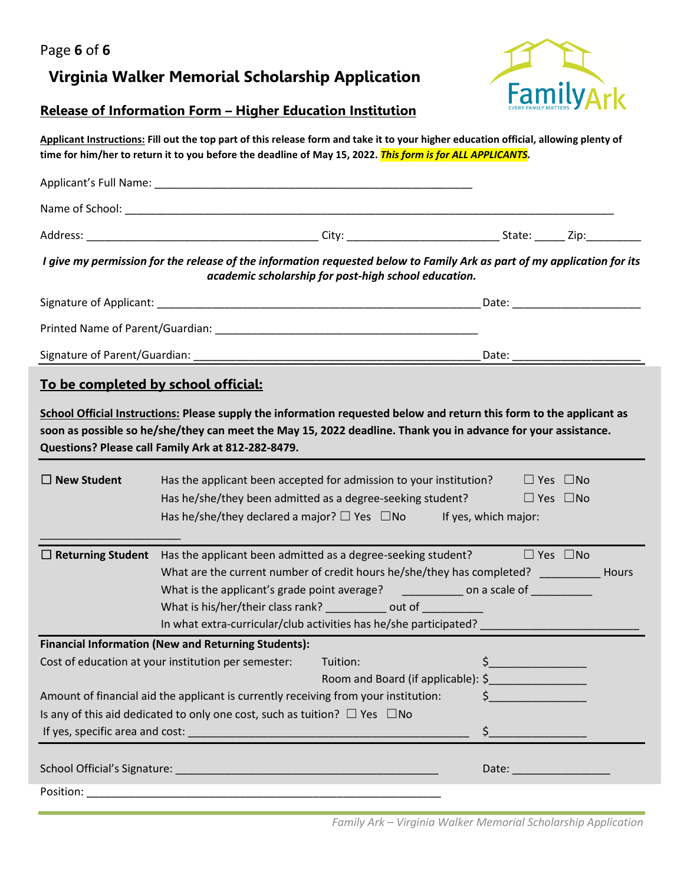# Virginia Walker Memorial Scholarship Application

## Release of Information Form – Higher Education Institution

**Applicant Instructions: Fill out the top part of this release form and take it to your higher education official, allowing plenty of time for him/her to return it to you before the deadline of May 15, 2022. *This form is for ALL APPLICANTS*.**

Applicant's Full Name: ____________________________________________________

Name of School: ______________________________________________________________________________

Address: ______________________________________ City: _________________________ State: _____ Zip:_________

***I give my permission for the release of the information requested below to Family Ark as part of my application for its academic scholarship for post-high school education.***

Signature of Applicant: _____________________________________________________ Date: ____________________

Printed Name of Parent/Guardian: __________________________________________

Signature of Parent/Guardian: ______________________________________________ Date: ____________________

## To be completed by school official:

**School Official Instructions: Please supply the information requested below and return this form to the applicant as soon as possible so he/she/they can meet the May 15, 2022 deadline. Thank you in advance for your assistance. Questions? Please call Family Ark at 812-282-8479.**

☐ **New Student**

Has the applicant been accepted for admission to your institution? ☐ Yes ☐No

Has he/she/they been admitted as a degree-seeking student? ☐ Yes ☐No

Has he/she/they declared a major? ☐ Yes ☐No If yes, which major: _______________________

☐ **Returning Student**

Has the applicant been admitted as a degree-seeking student? ☐ Yes ☐No

What are the current number of credit hours he/she/they has completed? __________ Hours

What is the applicant's grade point average? __________ on a scale of __________

What is his/her/their class rank? __________ out of __________

In what extra-curricular/club activities has he/she participated? _________________________

**Financial Information (New and Returning Students):**

Cost of education at your institution per semester: Tuition: $_______________

Room and Board (if applicable): $_______________

Amount of financial aid the applicant is currently receiving from your institution: $_______________

Is any of this aid dedicated to only one cost, such as tuition? ☐ Yes ☐No

If yes, specific area and cost: ____________________________________________ $_______________

School Official's Signature: __________________________________________ Date: _______________

Position: ________________________________________________________